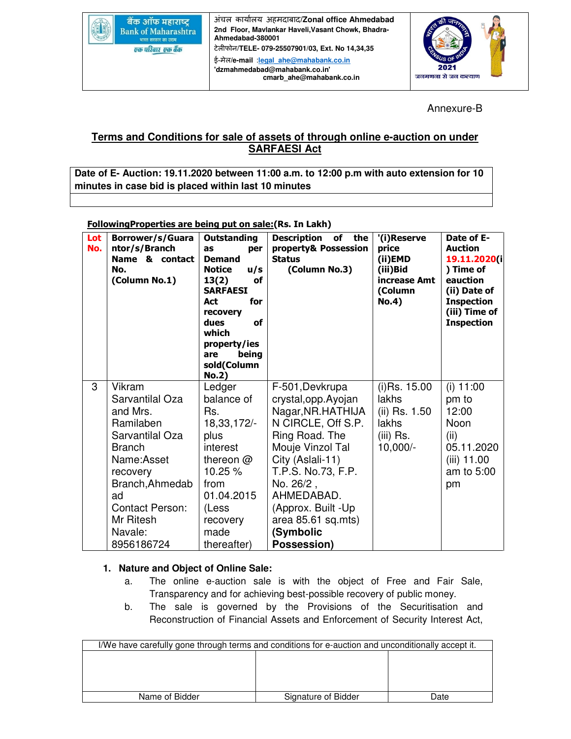बैंक ऑफ महाराष्ट्र
Bank of Maharashtra
भारत सरकार का उद्यम
एक परिवार एक बैंक

अंचल कार्यालय अहमदाबाद/Zonal office Ahmedabad
2nd Floor, Mavlankar Haveli,Vasant Chowk, Bhadra-Ahmedabad-380001
टेलीफोन/TELE- 079-25507901/03, Ext. No 14,34,35
ई-मेल/e-mail :legal_ahe@mahabank.co.in
'dzmahmedabad@mahabank.co.in'
cmarb_ahe@mahabank.co.in

Annexure-B

## Terms and Conditions for sale of assets of through online e-auction on under SARFAESI Act

**Date of E- Auction: 19.11.2020 between 11:00 a.m. to 12:00 p.m with auto extension for 10 minutes in case bid is placed within last 10 minutes**

**FollowingProperties are being put on sale:(Rs. In Lakh)**

| Lot No. | Borrower/s/Guarantor/s/Branch Name & contact No. (Column No.1) | Outstanding as per Demand Notice u/s 13(2) of SARFAESI Act for recovery dues of which property/ies are being sold(Column No.2) | Description of the property& Possession Status (Column No.3) | '(i)Reserve price (ii)EMD (iii)Bid increase Amt (Column No.4) | Date of E-Auction 19.11.2020(i) Time of eauction (ii) Date of Inspection (iii) Time of Inspection |
|---|---|---|---|---|---|
| 3 | Vikram Sarvantilal Oza and Mrs. Ramilaben Sarvantilal Oza Branch Name:Asset recovery Branch,Ahmedabad Contact Person: Mr Ritesh Navale: 8956186724 | Ledger balance of Rs. 18,33,172/- plus interest thereon @ 10.25 % from 01.04.2015 (Less recovery made thereafter) | F-501,Devkrupa crystal,opp.Ayojan Nagar,NR.HATHIJAN CIRCLE, Off S.P. Ring Road. The Mouje Vinzol Tal City (Aslali-11) T.P.S. No.73, F.P. No. 26/2 , AHMEDABAD. (Approx. Built -Up area 85.61 sq.mts) **(Symbolic Possession)** | (i)Rs. 15.00 lakhs (ii) Rs. 1.50 lakhs (iii) Rs. 10,000/- | (i) 11:00 pm to 12:00 Noon (ii) 05.11.2020 (iii) 11.00 am to 5:00 pm |

1. **Nature and Object of Online Sale:**
   a. The online e-auction sale is with the object of Free and Fair Sale, Transparency and for achieving best-possible recovery of public money.
   b. The sale is governed by the Provisions of the Securitisation and Reconstruction of Financial Assets and Enforcement of Security Interest Act,

| I/We have carefully gone through terms and conditions for e-auction and unconditionally accept it. | | |
|---|---|---|
| | | |
| Name of Bidder | Signature of Bidder | Date |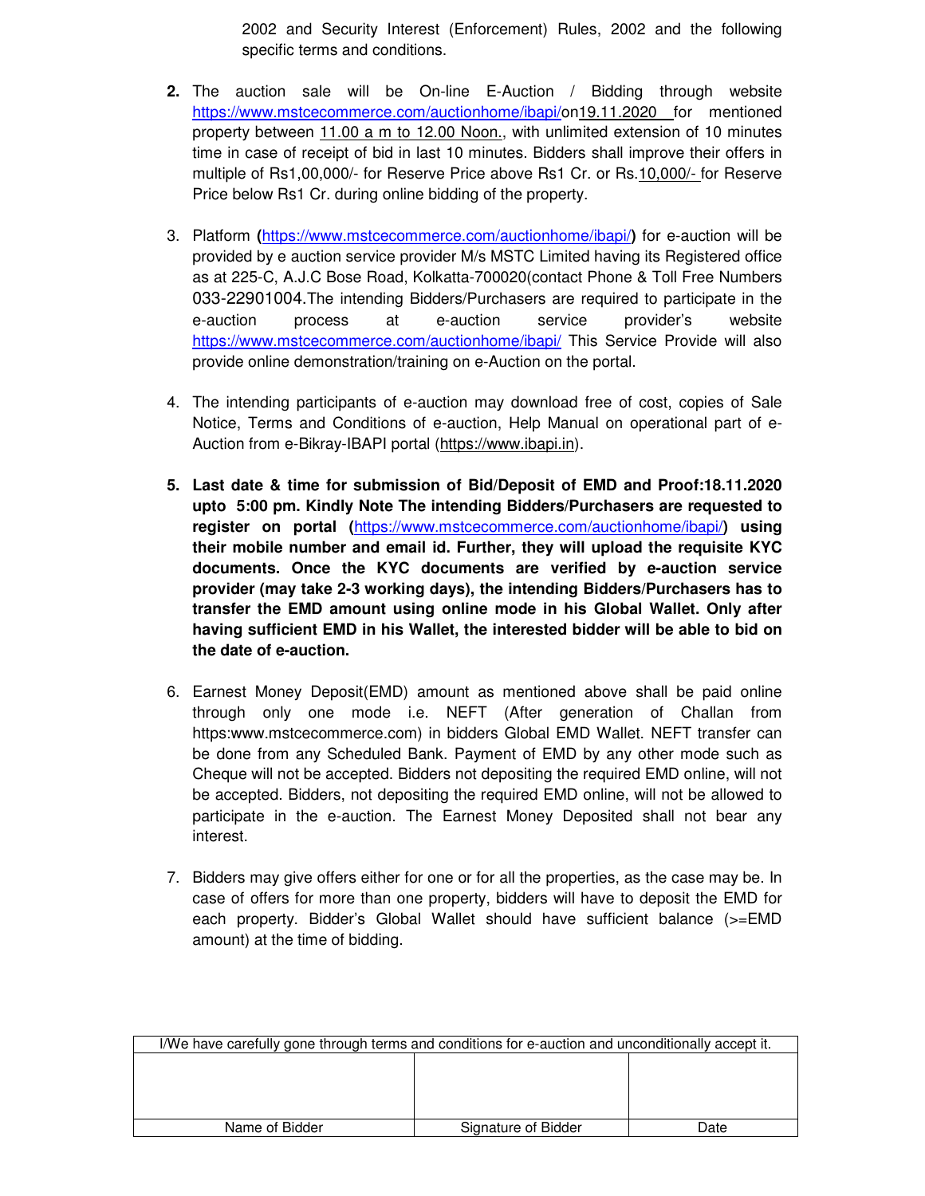2002 and Security Interest (Enforcement) Rules, 2002 and the following specific terms and conditions.

2. The auction sale will be On-line E-Auction / Bidding through website https://www.mstcecommerce.com/auctionhome/ibapi/on19.11.2020 for mentioned property between 11.00 a m to 12.00 Noon., with unlimited extension of 10 minutes time in case of receipt of bid in last 10 minutes. Bidders shall improve their offers in multiple of Rs1,00,000/- for Reserve Price above Rs1 Cr. or Rs.10,000/- for Reserve Price below Rs1 Cr. during online bidding of the property.

3. Platform (https://www.mstcecommerce.com/auctionhome/ibapi/) for e-auction will be provided by e auction service provider M/s MSTC Limited having its Registered office as at 225-C, A.J.C Bose Road, Kolkatta-700020(contact Phone & Toll Free Numbers 033-22901004.The intending Bidders/Purchasers are required to participate in the e-auction process at e-auction service provider's website https://www.mstcecommerce.com/auctionhome/ibapi/ This Service Provide will also provide online demonstration/training on e-Auction on the portal.

4. The intending participants of e-auction may download free of cost, copies of Sale Notice, Terms and Conditions of e-auction, Help Manual on operational part of e-Auction from e-Bikray-IBAPI portal (https://www.ibapi.in).

5. **Last date & time for submission of Bid/Deposit of EMD and Proof:18.11.2020 upto 5:00 pm. Kindly Note The intending Bidders/Purchasers are requested to register on portal (https://www.mstcecommerce.com/auctionhome/ibapi/) using their mobile number and email id. Further, they will upload the requisite KYC documents. Once the KYC documents are verified by e-auction service provider (may take 2-3 working days), the intending Bidders/Purchasers has to transfer the EMD amount using online mode in his Global Wallet. Only after having sufficient EMD in his Wallet, the interested bidder will be able to bid on the date of e-auction.**

6. Earnest Money Deposit(EMD) amount as mentioned above shall be paid online through only one mode i.e. NEFT (After generation of Challan from https:www.mstcecommerce.com) in bidders Global EMD Wallet. NEFT transfer can be done from any Scheduled Bank. Payment of EMD by any other mode such as Cheque will not be accepted. Bidders not depositing the required EMD online, will not be accepted. Bidders, not depositing the required EMD online, will not be allowed to participate in the e-auction. The Earnest Money Deposited shall not bear any interest.

7. Bidders may give offers either for one or for all the properties, as the case may be. In case of offers for more than one property, bidders will have to deposit the EMD for each property. Bidder's Global Wallet should have sufficient balance (>=EMD amount) at the time of bidding.

| I/We have carefully gone through terms and conditions for e-auction and unconditionally accept it. | | |
|---|---|---|
| | | |
| Name of Bidder | Signature of Bidder | Date |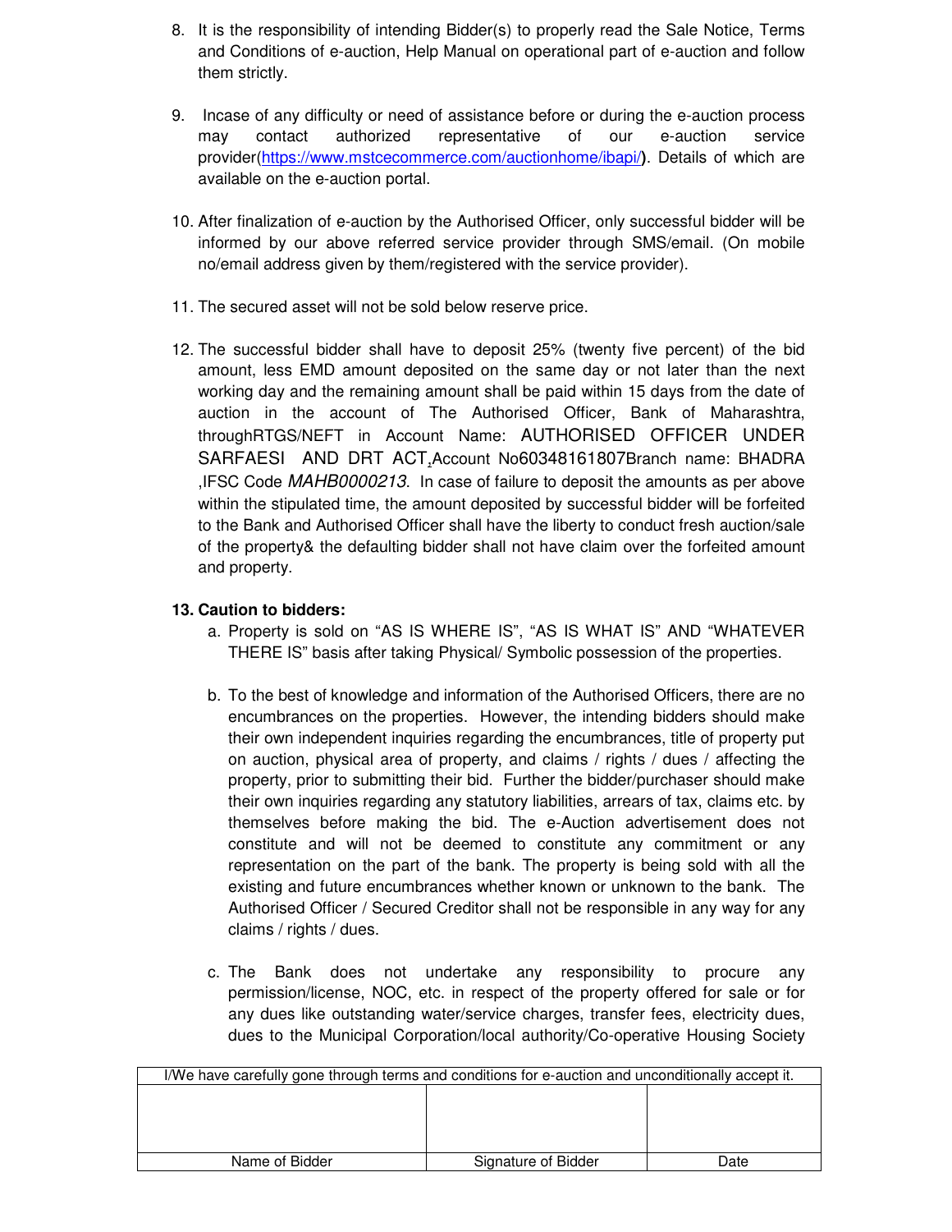8. It is the responsibility of intending Bidder(s) to properly read the Sale Notice, Terms and Conditions of e-auction, Help Manual on operational part of e-auction and follow them strictly.

9. Incase of any difficulty or need of assistance before or during the e-auction process may contact authorized representative of our e-auction service provider(https://www.mstcecommerce.com/auctionhome/ibapi/**)**. Details of which are available on the e-auction portal.

10. After finalization of e-auction by the Authorised Officer, only successful bidder will be informed by our above referred service provider through SMS/email. (On mobile no/email address given by them/registered with the service provider).

11. The secured asset will not be sold below reserve price.

12. The successful bidder shall have to deposit 25% (twenty five percent) of the bid amount, less EMD amount deposited on the same day or not later than the next working day and the remaining amount shall be paid within 15 days from the date of auction in the account of The Authorised Officer, Bank of Maharashtra, throughRTGS/NEFT in Account Name: AUTHORISED OFFICER UNDER SARFAESI AND DRT ACT,Account No60348161807Branch name: BHADRA ,IFSC Code *MAHB0000213*. In case of failure to deposit the amounts as per above within the stipulated time, the amount deposited by successful bidder will be forfeited to the Bank and Authorised Officer shall have the liberty to conduct fresh auction/sale of the property& the defaulting bidder shall not have claim over the forfeited amount and property.

**13. Caution to bidders:**

a. Property is sold on "AS IS WHERE IS", "AS IS WHAT IS" AND "WHATEVER THERE IS" basis after taking Physical/ Symbolic possession of the properties.

b. To the best of knowledge and information of the Authorised Officers, there are no encumbrances on the properties. However, the intending bidders should make their own independent inquiries regarding the encumbrances, title of property put on auction, physical area of property, and claims / rights / dues / affecting the property, prior to submitting their bid. Further the bidder/purchaser should make their own inquiries regarding any statutory liabilities, arrears of tax, claims etc. by themselves before making the bid. The e-Auction advertisement does not constitute and will not be deemed to constitute any commitment or any representation on the part of the bank. The property is being sold with all the existing and future encumbrances whether known or unknown to the bank. The Authorised Officer / Secured Creditor shall not be responsible in any way for any claims / rights / dues.

c. The Bank does not undertake any responsibility to procure any permission/license, NOC, etc. in respect of the property offered for sale or for any dues like outstanding water/service charges, transfer fees, electricity dues, dues to the Municipal Corporation/local authority/Co-operative Housing Society

| I/We have carefully gone through terms and conditions for e-auction and unconditionally accept it. | | |
|---|---|---|
| | | |
| Name of Bidder | Signature of Bidder | Date |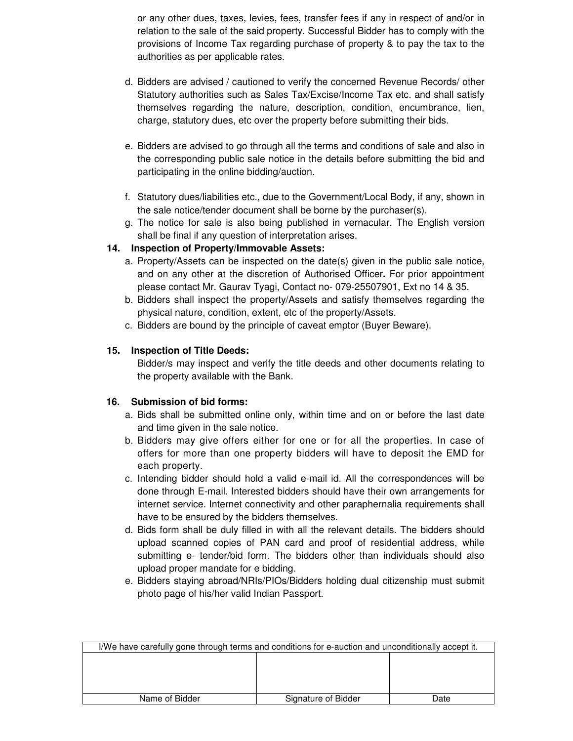or any other dues, taxes, levies, fees, transfer fees if any in respect of and/or in relation to the sale of the said property. Successful Bidder has to comply with the provisions of Income Tax regarding purchase of property & to pay the tax to the authorities as per applicable rates.

d. Bidders are advised / cautioned to verify the concerned Revenue Records/ other Statutory authorities such as Sales Tax/Excise/Income Tax etc. and shall satisfy themselves regarding the nature, description, condition, encumbrance, lien, charge, statutory dues, etc over the property before submitting their bids.

e. Bidders are advised to go through all the terms and conditions of sale and also in the corresponding public sale notice in the details before submitting the bid and participating in the online bidding/auction.

f. Statutory dues/liabilities etc., due to the Government/Local Body, if any, shown in the sale notice/tender document shall be borne by the purchaser(s).

g. The notice for sale is also being published in vernacular. The English version shall be final if any question of interpretation arises.

**14. Inspection of Property/Immovable Assets:**

a. Property/Assets can be inspected on the date(s) given in the public sale notice, and on any other at the discretion of Authorised Officer**.** For prior appointment please contact Mr. Gaurav Tyagi, Contact no- 079-25507901, Ext no 14 & 35.

b. Bidders shall inspect the property/Assets and satisfy themselves regarding the physical nature, condition, extent, etc of the property/Assets.

c. Bidders are bound by the principle of caveat emptor (Buyer Beware).

**15. Inspection of Title Deeds:**

Bidder/s may inspect and verify the title deeds and other documents relating to the property available with the Bank.

**16. Submission of bid forms:**

a. Bids shall be submitted online only, within time and on or before the last date and time given in the sale notice.

b. Bidders may give offers either for one or for all the properties. In case of offers for more than one property bidders will have to deposit the EMD for each property.

c. Intending bidder should hold a valid e-mail id. All the correspondences will be done through E-mail. Interested bidders should have their own arrangements for internet service. Internet connectivity and other paraphernalia requirements shall have to be ensured by the bidders themselves.

d. Bids form shall be duly filled in with all the relevant details. The bidders should upload scanned copies of PAN card and proof of residential address, while submitting e- tender/bid form. The bidders other than individuals should also upload proper mandate for e bidding.

e. Bidders staying abroad/NRIs/PIOs/Bidders holding dual citizenship must submit photo page of his/her valid Indian Passport.

| I/We have carefully gone through terms and conditions for e-auction and unconditionally accept it. | | |
|---|---|---|
| | | |
| Name of Bidder | Signature of Bidder | Date |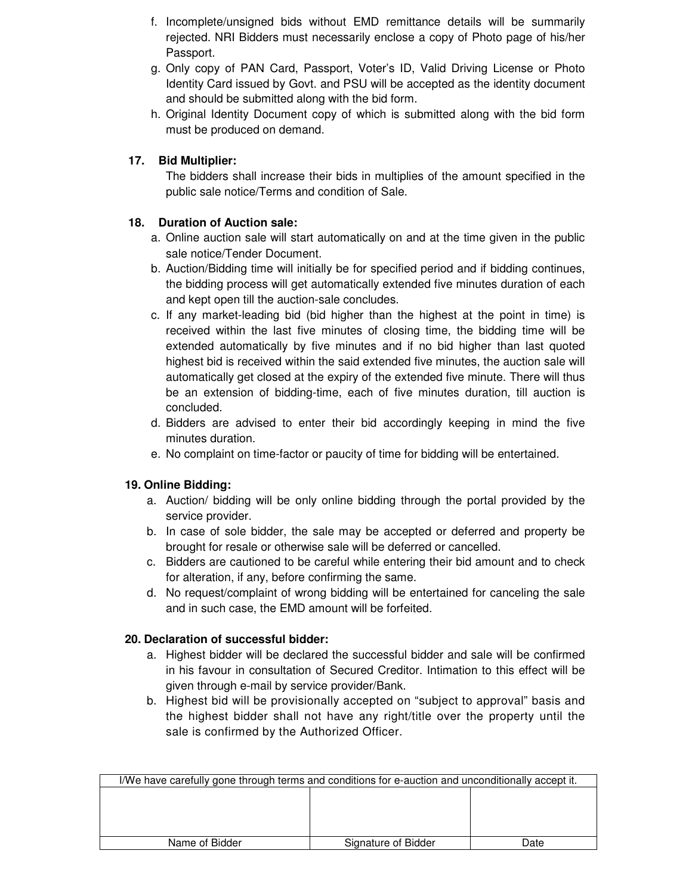f. Incomplete/unsigned bids without EMD remittance details will be summarily rejected. NRI Bidders must necessarily enclose a copy of Photo page of his/her Passport.
g. Only copy of PAN Card, Passport, Voter's ID, Valid Driving License or Photo Identity Card issued by Govt. and PSU will be accepted as the identity document and should be submitted along with the bid form.
h. Original Identity Document copy of which is submitted along with the bid form must be produced on demand.

**17. Bid Multiplier:**

The bidders shall increase their bids in multiplies of the amount specified in the public sale notice/Terms and condition of Sale.

**18. Duration of Auction sale:**

a. Online auction sale will start automatically on and at the time given in the public sale notice/Tender Document.
b. Auction/Bidding time will initially be for specified period and if bidding continues, the bidding process will get automatically extended five minutes duration of each and kept open till the auction-sale concludes.
c. If any market-leading bid (bid higher than the highest at the point in time) is received within the last five minutes of closing time, the bidding time will be extended automatically by five minutes and if no bid higher than last quoted highest bid is received within the said extended five minutes, the auction sale will automatically get closed at the expiry of the extended five minute. There will thus be an extension of bidding-time, each of five minutes duration, till auction is concluded.
d. Bidders are advised to enter their bid accordingly keeping in mind the five minutes duration.
e. No complaint on time-factor or paucity of time for bidding will be entertained.

**19. Online Bidding:**

a. Auction/ bidding will be only online bidding through the portal provided by the service provider.
b. In case of sole bidder, the sale may be accepted or deferred and property be brought for resale or otherwise sale will be deferred or cancelled.
c. Bidders are cautioned to be careful while entering their bid amount and to check for alteration, if any, before confirming the same.
d. No request/complaint of wrong bidding will be entertained for canceling the sale and in such case, the EMD amount will be forfeited.

**20. Declaration of successful bidder:**

a. Highest bidder will be declared the successful bidder and sale will be confirmed in his favour in consultation of Secured Creditor. Intimation to this effect will be given through e-mail by service provider/Bank.
b. Highest bid will be provisionally accepted on "subject to approval" basis and the highest bidder shall not have any right/title over the property until the sale is confirmed by the Authorized Officer.

| I/We have carefully gone through terms and conditions for e-auction and unconditionally accept it. | | |
|---|---|---|
| | | |
| Name of Bidder | Signature of Bidder | Date |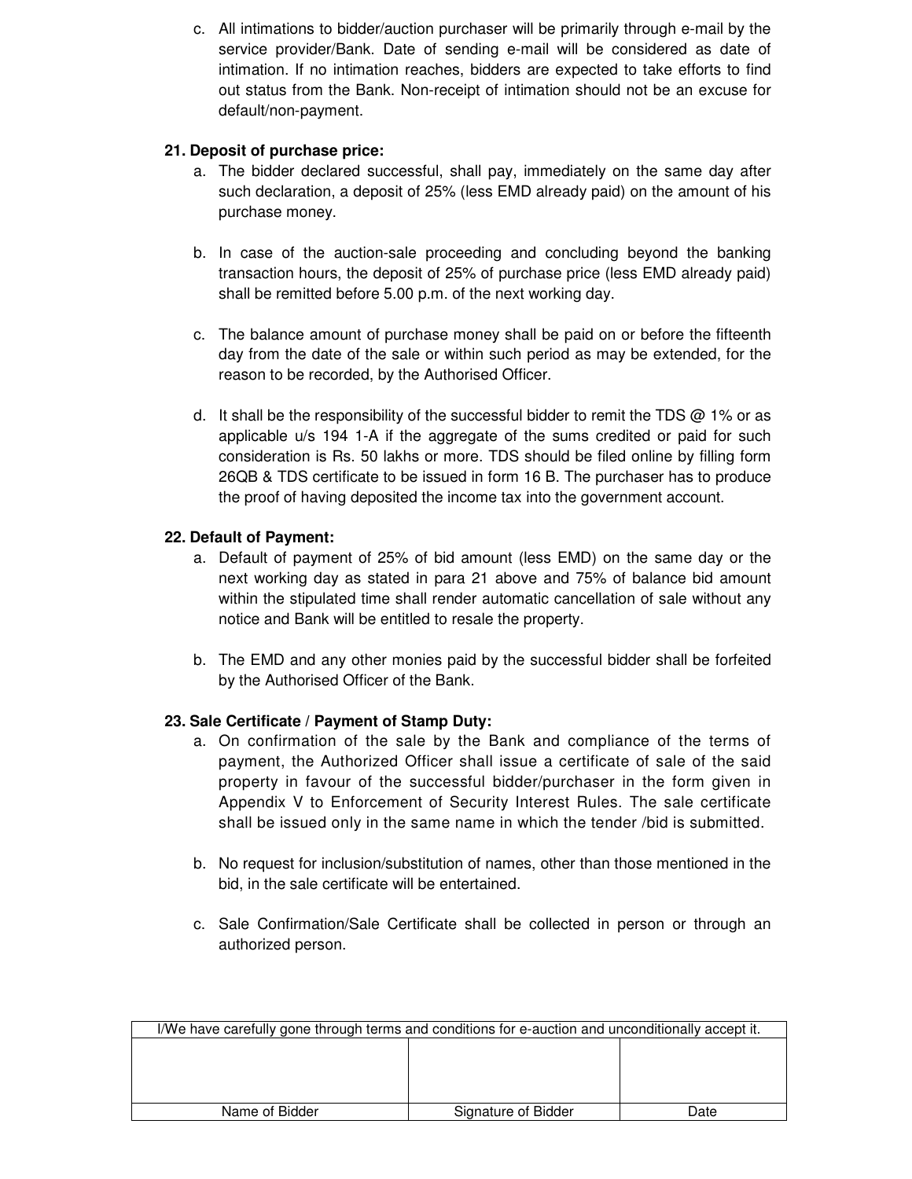c. All intimations to bidder/auction purchaser will be primarily through e-mail by the service provider/Bank. Date of sending e-mail will be considered as date of intimation. If no intimation reaches, bidders are expected to take efforts to find out status from the Bank. Non-receipt of intimation should not be an excuse for default/non-payment.

**21. Deposit of purchase price:**

a. The bidder declared successful, shall pay, immediately on the same day after such declaration, a deposit of 25% (less EMD already paid) on the amount of his purchase money.

b. In case of the auction-sale proceeding and concluding beyond the banking transaction hours, the deposit of 25% of purchase price (less EMD already paid) shall be remitted before 5.00 p.m. of the next working day.

c. The balance amount of purchase money shall be paid on or before the fifteenth day from the date of the sale or within such period as may be extended, for the reason to be recorded, by the Authorised Officer.

d. It shall be the responsibility of the successful bidder to remit the TDS @ 1% or as applicable u/s 194 1-A if the aggregate of the sums credited or paid for such consideration is Rs. 50 lakhs or more. TDS should be filed online by filling form 26QB & TDS certificate to be issued in form 16 B. The purchaser has to produce the proof of having deposited the income tax into the government account.

**22. Default of Payment:**

a. Default of payment of 25% of bid amount (less EMD) on the same day or the next working day as stated in para 21 above and 75% of balance bid amount within the stipulated time shall render automatic cancellation of sale without any notice and Bank will be entitled to resale the property.

b. The EMD and any other monies paid by the successful bidder shall be forfeited by the Authorised Officer of the Bank.

**23. Sale Certificate / Payment of Stamp Duty:**

a. On confirmation of the sale by the Bank and compliance of the terms of payment, the Authorized Officer shall issue a certificate of sale of the said property in favour of the successful bidder/purchaser in the form given in Appendix V to Enforcement of Security Interest Rules. The sale certificate shall be issued only in the same name in which the tender /bid is submitted.

b. No request for inclusion/substitution of names, other than those mentioned in the bid, in the sale certificate will be entertained.

c. Sale Confirmation/Sale Certificate shall be collected in person or through an authorized person.

| I/We have carefully gone through terms and conditions for e-auction and unconditionally accept it. | | |
|---|---|---|
| | | |
| Name of Bidder | Signature of Bidder | Date |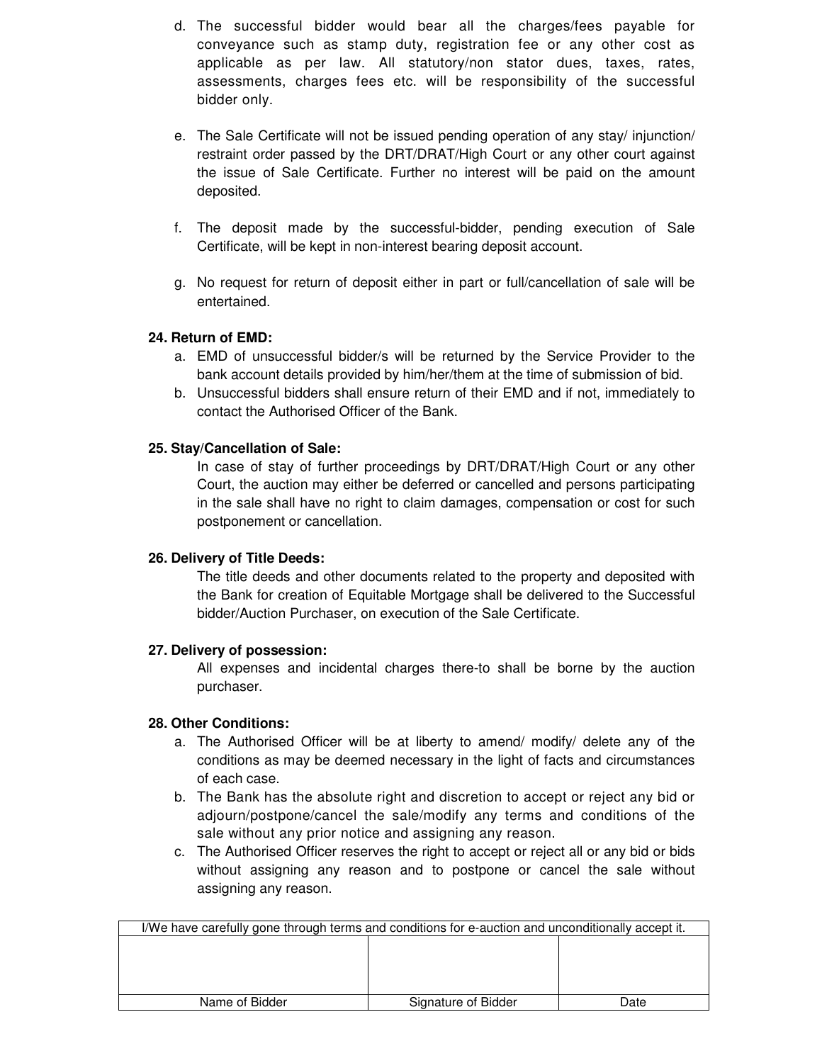d. The successful bidder would bear all the charges/fees payable for conveyance such as stamp duty, registration fee or any other cost as applicable as per law. All statutory/non stator dues, taxes, rates, assessments, charges fees etc. will be responsibility of the successful bidder only.

e. The Sale Certificate will not be issued pending operation of any stay/ injunction/ restraint order passed by the DRT/DRAT/High Court or any other court against the issue of Sale Certificate. Further no interest will be paid on the amount deposited.

f. The deposit made by the successful-bidder, pending execution of Sale Certificate, will be kept in non-interest bearing deposit account.

g. No request for return of deposit either in part or full/cancellation of sale will be entertained.

**24. Return of EMD:**

a. EMD of unsuccessful bidder/s will be returned by the Service Provider to the bank account details provided by him/her/them at the time of submission of bid.
b. Unsuccessful bidders shall ensure return of their EMD and if not, immediately to contact the Authorised Officer of the Bank.

**25. Stay/Cancellation of Sale:**

In case of stay of further proceedings by DRT/DRAT/High Court or any other Court, the auction may either be deferred or cancelled and persons participating in the sale shall have no right to claim damages, compensation or cost for such postponement or cancellation.

**26. Delivery of Title Deeds:**

The title deeds and other documents related to the property and deposited with the Bank for creation of Equitable Mortgage shall be delivered to the Successful bidder/Auction Purchaser, on execution of the Sale Certificate.

**27. Delivery of possession:**

All expenses and incidental charges there-to shall be borne by the auction purchaser.

**28. Other Conditions:**

a. The Authorised Officer will be at liberty to amend/ modify/ delete any of the conditions as may be deemed necessary in the light of facts and circumstances of each case.
b. The Bank has the absolute right and discretion to accept or reject any bid or adjourn/postpone/cancel the sale/modify any terms and conditions of the sale without any prior notice and assigning any reason.
c. The Authorised Officer reserves the right to accept or reject all or any bid or bids without assigning any reason and to postpone or cancel the sale without assigning any reason.

| I/We have carefully gone through terms and conditions for e-auction and unconditionally accept it. | | |
|---|---|---|
| | | |
| Name of Bidder | Signature of Bidder | Date |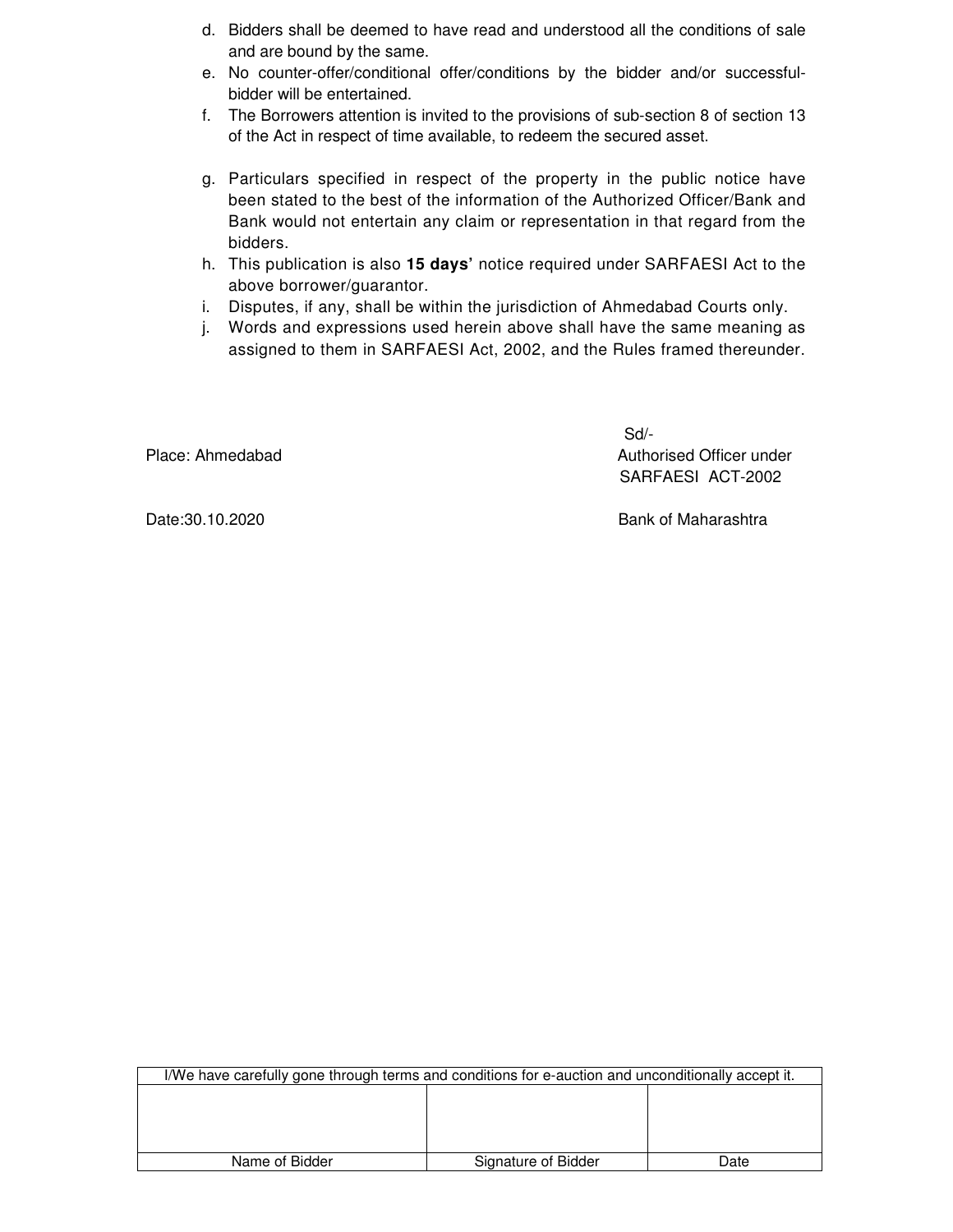d. Bidders shall be deemed to have read and understood all the conditions of sale and are bound by the same.

e. No counter-offer/conditional offer/conditions by the bidder and/or successful-bidder will be entertained.

f. The Borrowers attention is invited to the provisions of sub-section 8 of section 13 of the Act in respect of time available, to redeem the secured asset.

g. Particulars specified in respect of the property in the public notice have been stated to the best of the information of the Authorized Officer/Bank and Bank would not entertain any claim or representation in that regard from the bidders.

h. This publication is also **15 days'** notice required under SARFAESI Act to the above borrower/guarantor.

i. Disputes, if any, shall be within the jurisdiction of Ahmedabad Courts only.

j. Words and expressions used herein above shall have the same meaning as assigned to them in SARFAESI Act, 2002, and the Rules framed thereunder.

Sd/-

Place: Ahmedabad

Authorised Officer under SARFAESI ACT-2002

Date:30.10.2020

Bank of Maharashtra

| I/We have carefully gone through terms and conditions for e-auction and unconditionally accept it. | | |
|---|---|---|
| | | |
| Name of Bidder | Signature of Bidder | Date |